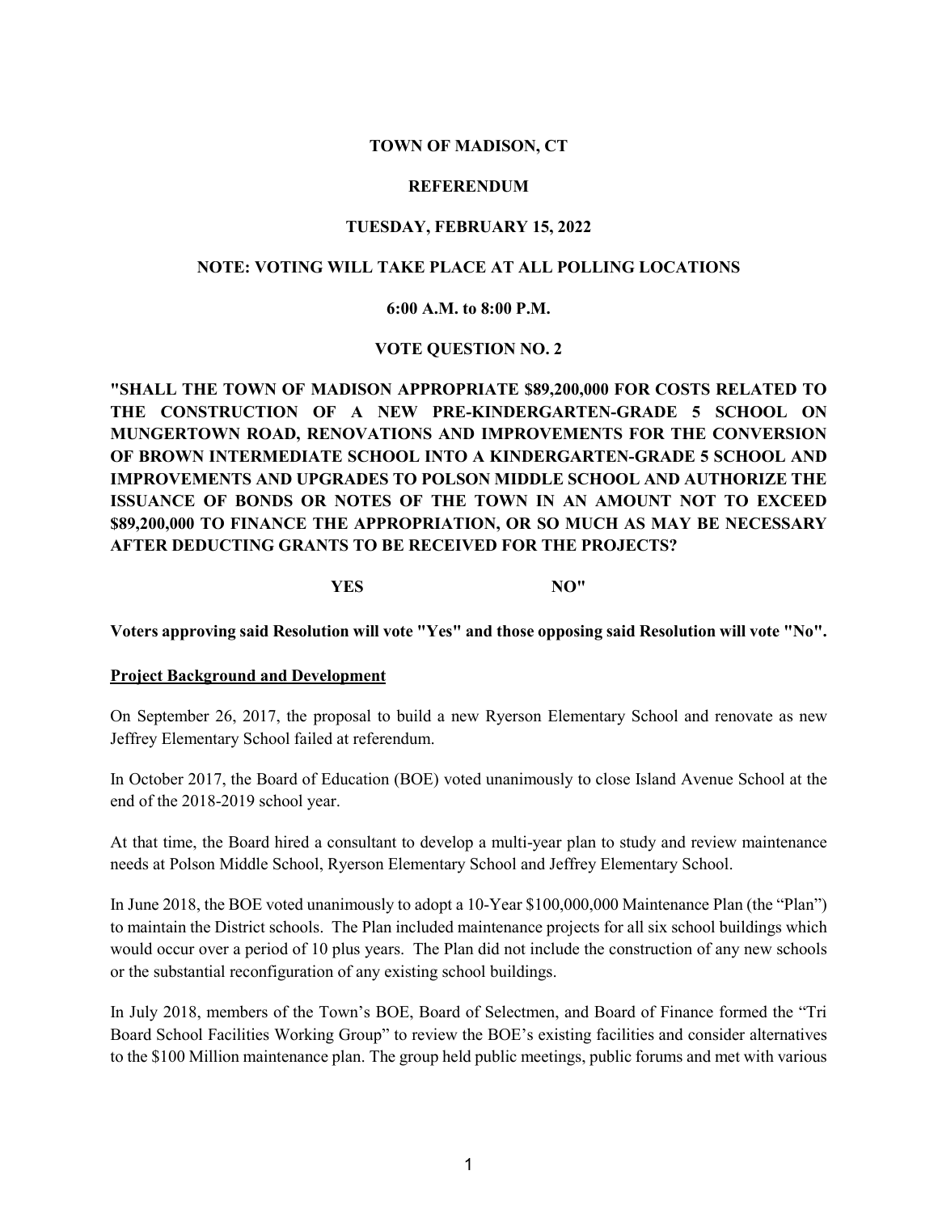**TOWN OF MADISON, CT**

**REFERENDUM**

**TUESDAY, FEBRUARY 15, 2022**

**NOTE: VOTING WILL TAKE PLACE AT ALL POLLING LOCATIONS**

**6:00 A.M. to 8:00 P.M.**

**VOTE QUESTION NO. 2**

**"SHALL THE TOWN OF MADISON APPROPRIATE $89,200,000 FOR COSTS RELATED TO THE CONSTRUCTION OF A NEW PRE-KINDERGARTEN-GRADE 5 SCHOOL ON MUNGERTOWN ROAD, RENOVATIONS AND IMPROVEMENTS FOR THE CONVERSION OF BROWN INTERMEDIATE SCHOOL INTO A KINDERGARTEN-GRADE 5 SCHOOL AND IMPROVEMENTS AND UPGRADES TO POLSON MIDDLE SCHOOL AND AUTHORIZE THE ISSUANCE OF BONDS OR NOTES OF THE TOWN IN AN AMOUNT NOT TO EXCEED $89,200,000 TO FINANCE THE APPROPRIATION, OR SO MUCH AS MAY BE NECESSARY AFTER DEDUCTING GRANTS TO BE RECEIVED FOR THE PROJECTS?**

**YES NO"**

**Voters approving said Resolution will vote "Yes" and those opposing said Resolution will vote "No".**

**Project Background and Development**

On September 26, 2017, the proposal to build a new Ryerson Elementary School and renovate as new Jeffrey Elementary School failed at referendum.

In October 2017, the Board of Education (BOE) voted unanimously to close Island Avenue School at the end of the 2018-2019 school year.

At that time, the Board hired a consultant to develop a multi-year plan to study and review maintenance needs at Polson Middle School, Ryerson Elementary School and Jeffrey Elementary School.

In June 2018, the BOE voted unanimously to adopt a 10-Year $100,000,000 Maintenance Plan (the "Plan") to maintain the District schools. The Plan included maintenance projects for all six school buildings which would occur over a period of 10 plus years. The Plan did not include the construction of any new schools or the substantial reconfiguration of any existing school buildings.

In July 2018, members of the Town's BOE, Board of Selectmen, and Board of Finance formed the "Tri Board School Facilities Working Group" to review the BOE's existing facilities and consider alternatives to the $100 Million maintenance plan. The group held public meetings, public forums and met with various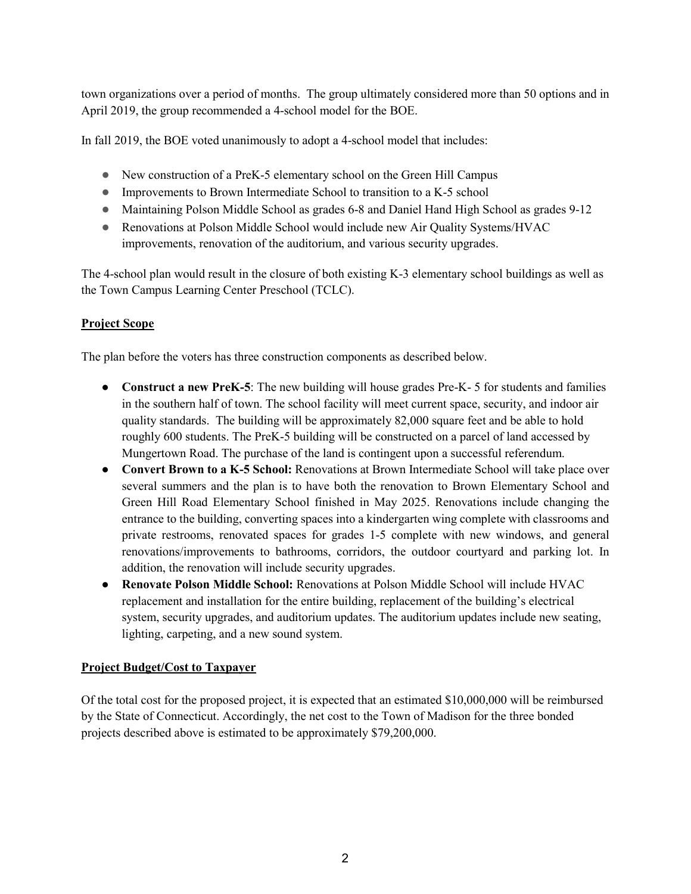town organizations over a period of months. The group ultimately considered more than 50 options and in April 2019, the group recommended a 4-school model for the BOE.

In fall 2019, the BOE voted unanimously to adopt a 4-school model that includes:

- New construction of a PreK-5 elementary school on the Green Hill Campus
- Improvements to Brown Intermediate School to transition to a K-5 school
- Maintaining Polson Middle School as grades 6-8 and Daniel Hand High School as grades 9-12
- Renovations at Polson Middle School would include new Air Quality Systems/HVAC improvements, renovation of the auditorium, and various security upgrades.

The 4-school plan would result in the closure of both existing K-3 elementary school buildings as well as the Town Campus Learning Center Preschool (TCLC).

## Project Scope

The plan before the voters has three construction components as described below.

- **Construct a new PreK-5**: The new building will house grades Pre-K- 5 for students and families in the southern half of town. The school facility will meet current space, security, and indoor air quality standards. The building will be approximately 82,000 square feet and be able to hold roughly 600 students. The PreK-5 building will be constructed on a parcel of land accessed by Mungertown Road. The purchase of the land is contingent upon a successful referendum.
- **Convert Brown to a K-5 School:** Renovations at Brown Intermediate School will take place over several summers and the plan is to have both the renovation to Brown Elementary School and Green Hill Road Elementary School finished in May 2025. Renovations include changing the entrance to the building, converting spaces into a kindergarten wing complete with classrooms and private restrooms, renovated spaces for grades 1-5 complete with new windows, and general renovations/improvements to bathrooms, corridors, the outdoor courtyard and parking lot. In addition, the renovation will include security upgrades.
- **Renovate Polson Middle School:** Renovations at Polson Middle School will include HVAC replacement and installation for the entire building, replacement of the building's electrical system, security upgrades, and auditorium updates. The auditorium updates include new seating, lighting, carpeting, and a new sound system.

## Project Budget/Cost to Taxpayer

Of the total cost for the proposed project, it is expected that an estimated $10,000,000 will be reimbursed by the State of Connecticut. Accordingly, the net cost to the Town of Madison for the three bonded projects described above is estimated to be approximately $79,200,000.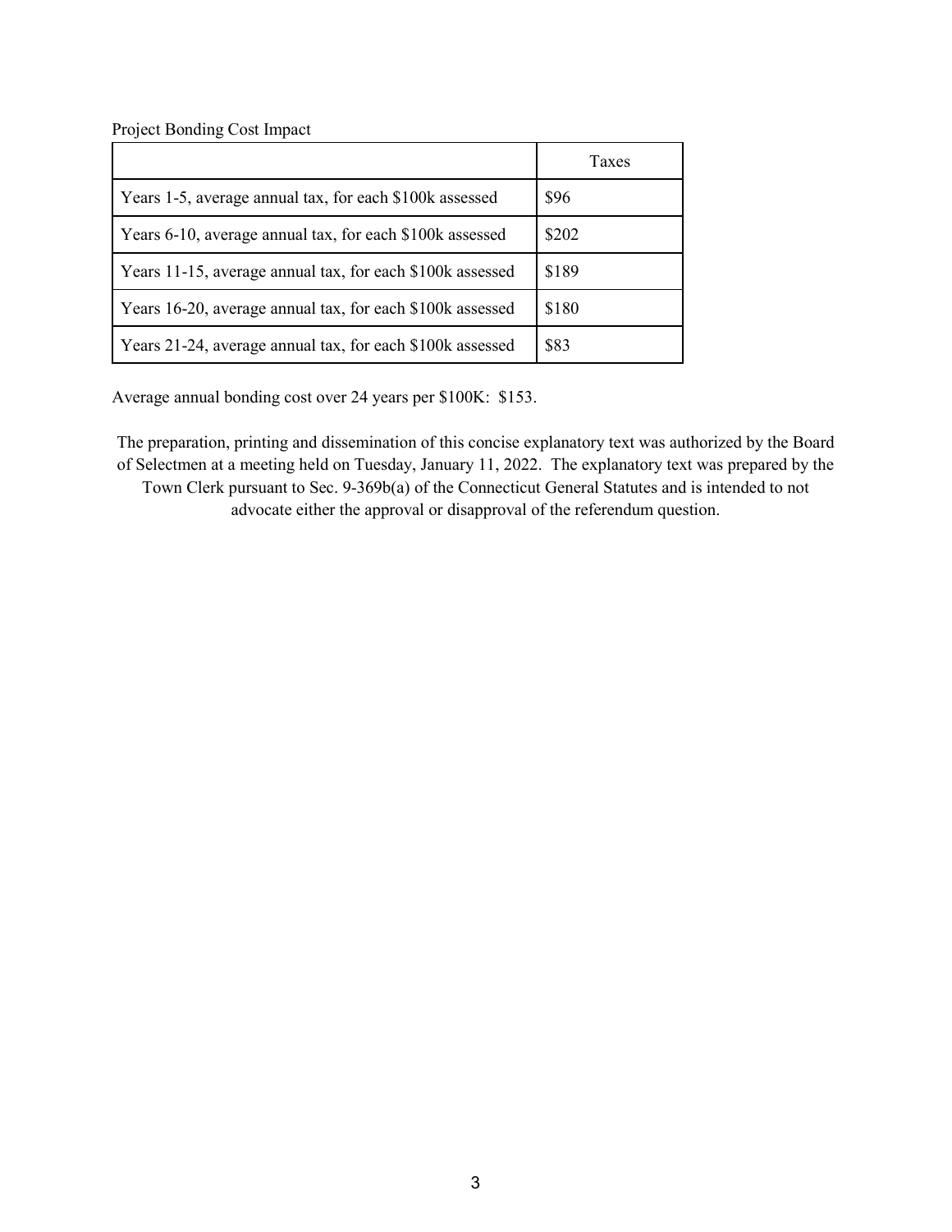Project Bonding Cost Impact

| | Taxes |
|---|---|
| Years 1-5, average annual tax, for each $100k assessed | $96 |
| Years 6-10, average annual tax, for each $100k assessed | $202 |
| Years 11-15, average annual tax, for each $100k assessed | $189 |
| Years 16-20, average annual tax, for each $100k assessed | $180 |
| Years 21-24, average annual tax, for each $100k assessed | $83 |

Average annual bonding cost over 24 years per $100K: $153.

The preparation, printing and dissemination of this concise explanatory text was authorized by the Board of Selectmen at a meeting held on Tuesday, January 11, 2022. The explanatory text was prepared by the Town Clerk pursuant to Sec. 9-369b(a) of the Connecticut General Statutes and is intended to not advocate either the approval or disapproval of the referendum question.